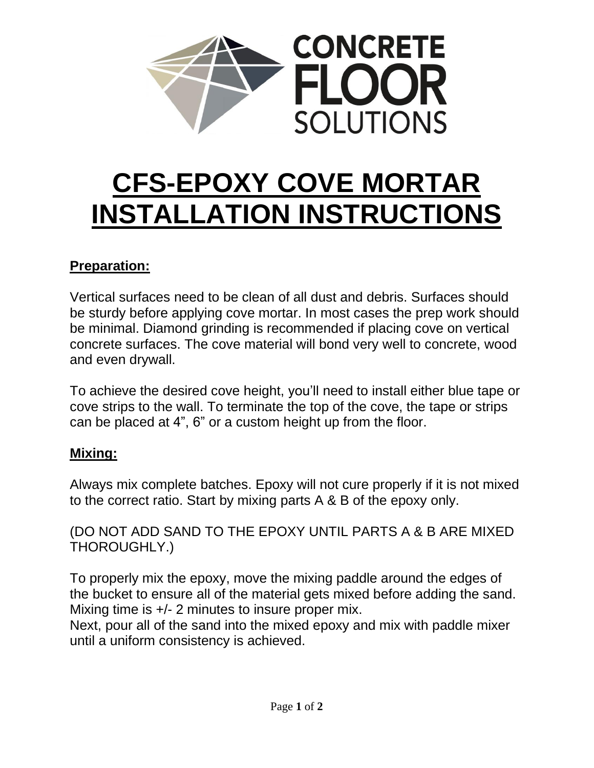# CFS-EPOXY COVE MORTAR INSTALLATION INSTRUCTIONS

## Preparation:

Vertical surfaces need to be clean of all dust and debris. Surfaces should be sturdy before applying cove mortar. In most cases the prep work should be minimal. Diamond grinding is recommended if placing cove on vertical concrete surfaces. The cove material will bond very well to concrete, wood and even drywall.

To achieve the desired cove height, you'll need to install either blue tape or cove strips to the wall. To terminate the top of the cove, the tape or strips can be placed at 4", 6" or a custom height up from the floor.

## Mixing:

Always mix complete batches. Epoxy will not cure properly if it is not mixed to the correct ratio. Start by mixing parts A & B of the epoxy only.

(DO NOT ADD SAND TO THE EPOXY UNTIL PARTS A & B ARE MIXED THOROUGHLY.)

To properly mix the epoxy, move the mixing paddle around the edges of the bucket to ensure all of the material gets mixed before adding the sand. Mixing time is +/- 2 minutes to insure proper mix.
Next, pour all of the sand into the mixed epoxy and mix with paddle mixer until a uniform consistency is achieved.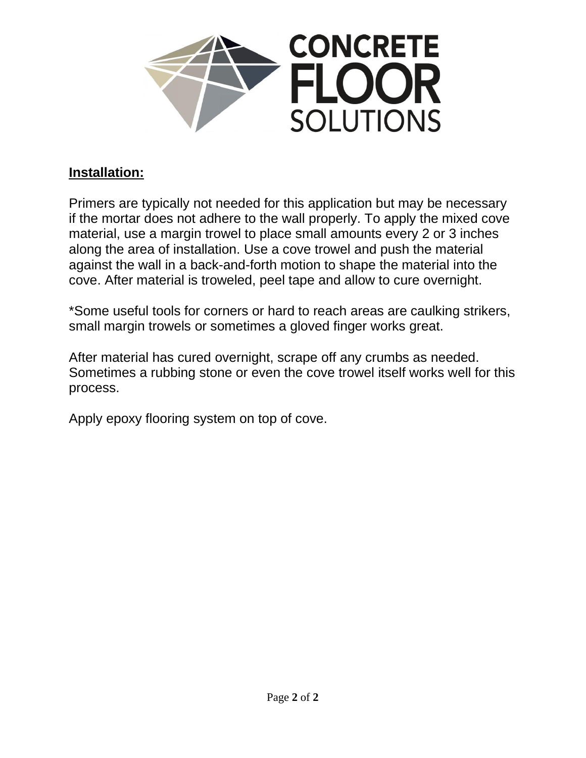**CONCRETE FLOOR SOLUTIONS**

## Installation:

Primers are typically not needed for this application but may be necessary if the mortar does not adhere to the wall properly. To apply the mixed cove material, use a margin trowel to place small amounts every 2 or 3 inches along the area of installation. Use a cove trowel and push the material against the wall in a back-and-forth motion to shape the material into the cove. After material is troweled, peel tape and allow to cure overnight.

*Some useful tools for corners or hard to reach areas are caulking strikers, small margin trowels or sometimes a gloved finger works great.

After material has cured overnight, scrape off any crumbs as needed. Sometimes a rubbing stone or even the cove trowel itself works well for this process.

Apply epoxy flooring system on top of cove.